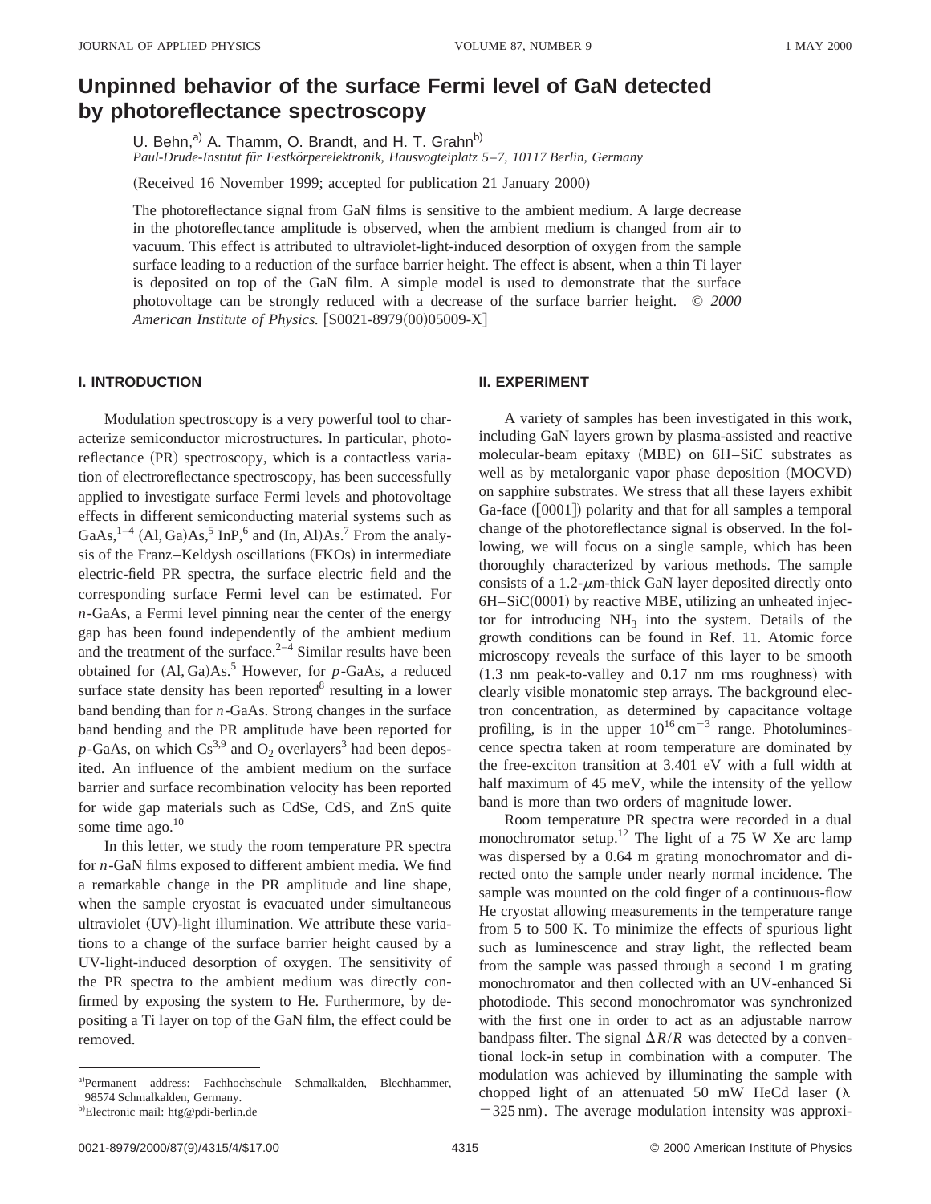# Unpinned behavior of the surface Fermi level of GaN detected by photoreflectance spectroscopy

U. Behn,[a] A. Thamm, O. Brandt, and H. T. Grahn[b]

*Paul-Drude-Institut für Festkörperelektronik, Hausvogteiplatz 5–7, 10117 Berlin, Germany*

(Received 16 November 1999; accepted for publication 21 January 2000)

The photoreflectance signal from GaN films is sensitive to the ambient medium. A large decrease in the photoreflectance amplitude is observed, when the ambient medium is changed from air to vacuum. This effect is attributed to ultraviolet-light-induced desorption of oxygen from the sample surface leading to a reduction of the surface barrier height. The effect is absent, when a thin Ti layer is deposited on top of the GaN film. A simple model is used to demonstrate that the surface photovoltage can be strongly reduced with a decrease of the surface barrier height. © *2000 American Institute of Physics.* [S0021-8979(00)05009-X]

## I. INTRODUCTION

Modulation spectroscopy is a very powerful tool to characterize semiconductor microstructures. In particular, photoreflectance (PR) spectroscopy, which is a contactless variation of electroreflectance spectroscopy, has been successfully applied to investigate surface Fermi levels and photovoltage effects in different semiconducting material systems such as GaAs,[1–4] (Al, Ga)As,[5] InP,[6] and (In, Al)As.[7] From the analysis of the Franz–Keldysh oscillations (FKOs) in intermediate electric-field PR spectra, the surface electric field and the corresponding surface Fermi level can be estimated. For *n*-GaAs, a Fermi level pinning near the center of the energy gap has been found independently of the ambient medium and the treatment of the surface.[2–4] Similar results have been obtained for (Al, Ga)As.[5] However, for *p*-GaAs, a reduced surface state density has been reported[8] resulting in a lower band bending than for *n*-GaAs. Strong changes in the surface band bending and the PR amplitude have been reported for *p*-GaAs, on which Cs[3,9] and $O_2$ overlayers[3] had been deposited. An influence of the ambient medium on the surface barrier and surface recombination velocity has been reported for wide gap materials such as CdSe, CdS, and ZnS quite some time ago.[10]

In this letter, we study the room temperature PR spectra for *n*-GaN films exposed to different ambient media. We find a remarkable change in the PR amplitude and line shape, when the sample cryostat is evacuated under simultaneous ultraviolet (UV)-light illumination. We attribute these variations to a change of the surface barrier height caused by a UV-light-induced desorption of oxygen. The sensitivity of the PR spectra to the ambient medium was directly confirmed by exposing the system to He. Furthermore, by depositing a Ti layer on top of the GaN film, the effect could be removed.

## II. EXPERIMENT

A variety of samples has been investigated in this work, including GaN layers grown by plasma-assisted and reactive molecular-beam epitaxy (MBE) on 6H–SiC substrates as well as by metalorganic vapor phase deposition (MOCVD) on sapphire substrates. We stress that all these layers exhibit Ga-face ([0001]) polarity and that for all samples a temporal change of the photoreflectance signal is observed. In the following, we will focus on a single sample, which has been thoroughly characterized by various methods. The sample consists of a 1.2-μm-thick GaN layer deposited directly onto 6H–SiC(0001) by reactive MBE, utilizing an unheated injector for introducing $NH_3$ into the system. Details of the growth conditions can be found in Ref. 11. Atomic force microscopy reveals the surface of this layer to be smooth (1.3 nm peak-to-valley and 0.17 nm rms roughness) with clearly visible monatomic step arrays. The background electron concentration, as determined by capacitance voltage profiling, is in the upper $10^{16}\,\mathrm{cm}^{-3}$ range. Photoluminescence spectra taken at room temperature are dominated by the free-exciton transition at 3.401 eV with a full width at half maximum of 45 meV, while the intensity of the yellow band is more than two orders of magnitude lower.

Room temperature PR spectra were recorded in a dual monochromator setup.[12] The light of a 75 W Xe arc lamp was dispersed by a 0.64 m grating monochromator and directed onto the sample under nearly normal incidence. The sample was mounted on the cold finger of a continuous-flow He cryostat allowing measurements in the temperature range from 5 to 500 K. To minimize the effects of spurious light such as luminescence and stray light, the reflected beam from the sample was passed through a second 1 m grating monochromator and then collected with an UV-enhanced Si photodiode. This second monochromator was synchronized with the first one in order to act as an adjustable narrow bandpass filter. The signal $\Delta R/R$ was detected by a conventional lock-in setup in combination with a computer. The modulation was achieved by illuminating the sample with chopped light of an attenuated 50 mW HeCd laser ($\lambda = 325\,\mathrm{nm}$). The average modulation intensity was approxi-

---

[a] Permanent address: Fachhochschule Schmalkalden, Blechhammer, 98574 Schmalkalden, Germany.

[b] Electronic mail: htg@pdi-berlin.de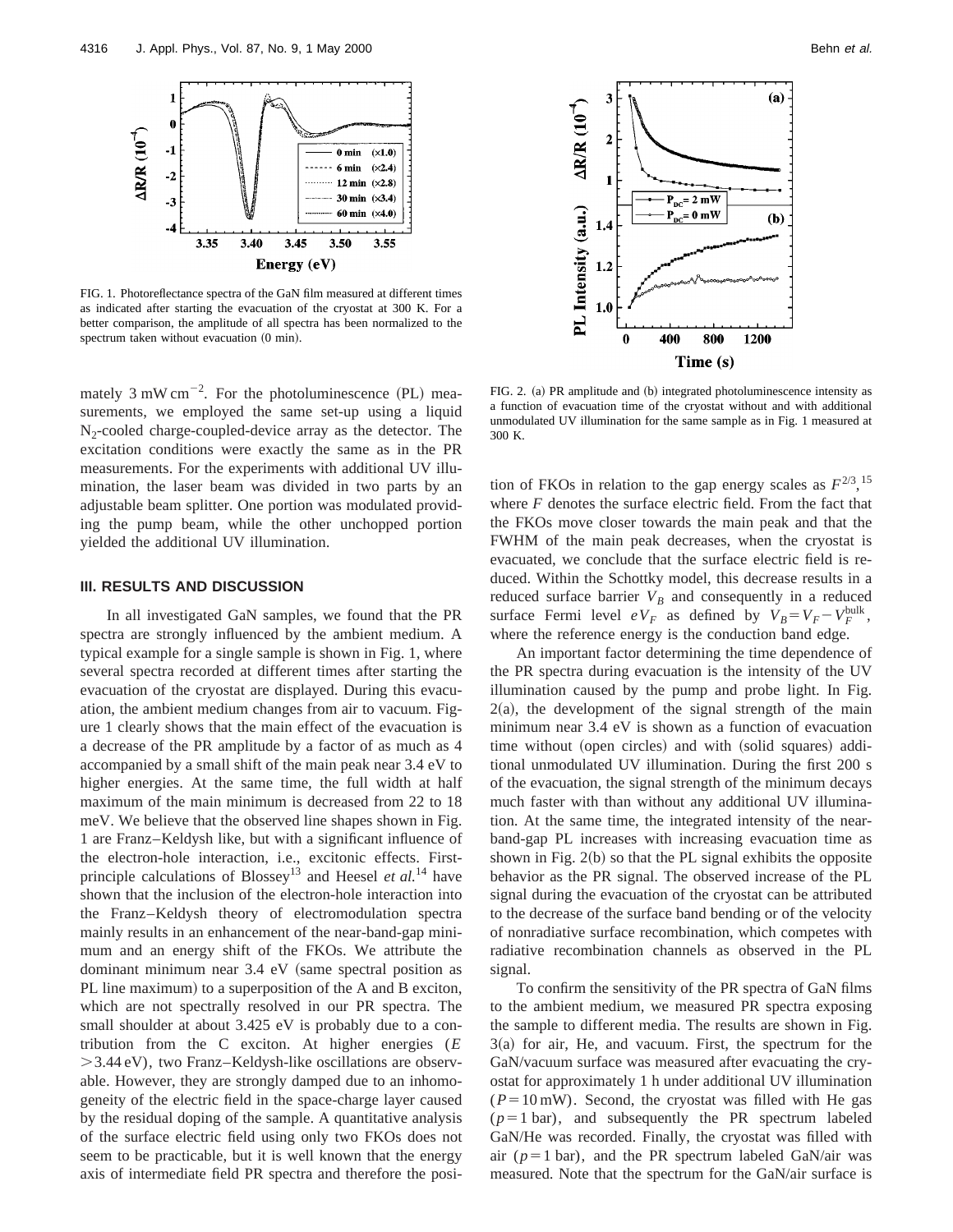FIG. 1. Photoreflectance spectra of the GaN film measured at different times as indicated after starting the evacuation of the cryostat at 300 K. For a better comparison, the amplitude of all spectra has been normalized to the spectrum taken without evacuation (0 min).

FIG. 2. (a) PR amplitude and (b) integrated photoluminescence intensity as a function of evacuation time of the cryostat without and with additional unmodulated UV illumination for the same sample as in Fig. 1 measured at 300 K.

mately 3 mW cm$^{-2}$. For the photoluminescence (PL) measurements, we employed the same set-up using a liquid $N_2$-cooled charge-coupled-device array as the detector. The excitation conditions were exactly the same as in the PR measurements. For the experiments with additional UV illumination, the laser beam was divided in two parts by an adjustable beam splitter. One portion was modulated providing the pump beam, while the other unchopped portion yielded the additional UV illumination.

### III. RESULTS AND DISCUSSION

In all investigated GaN samples, we found that the PR spectra are strongly influenced by the ambient medium. A typical example for a single sample is shown in Fig. 1, where several spectra recorded at different times after starting the evacuation of the cryostat are displayed. During this evacuation, the ambient medium changes from air to vacuum. Figure 1 clearly shows that the main effect of the evacuation is a decrease of the PR amplitude by a factor of as much as 4 accompanied by a small shift of the main peak near 3.4 eV to higher energies. At the same time, the full width at half maximum of the main minimum is decreased from 22 to 18 meV. We believe that the observed line shapes shown in Fig. 1 are Franz–Keldysh like, but with a significant influence of the electron-hole interaction, i.e., excitonic effects. First-principle calculations of Blossey[13] and Heesel *et al.*[14] have shown that the inclusion of the electron-hole interaction into the Franz–Keldysh theory of electromodulation spectra mainly results in an enhancement of the near-band-gap minimum and an energy shift of the FKOs. We attribute the dominant minimum near 3.4 eV (same spectral position as PL line maximum) to a superposition of the A and B exciton, which are not spectrally resolved in our PR spectra. The small shoulder at about 3.425 eV is probably due to a contribution from the C exciton. At higher energies ($E > 3.44$ eV), two Franz–Keldysh-like oscillations are observable. However, they are strongly damped due to an inhomogeneity of the electric field in the space-charge layer caused by the residual doping of the sample. A quantitative analysis of the surface electric field using only two FKOs does not seem to be practicable, but it is well known that the energy axis of intermediate field PR spectra and therefore the position of FKOs in relation to the gap energy scales as $F^{2/3}$,[15] where $F$ denotes the surface electric field. From the fact that the FKOs move closer towards the main peak and that the FWHM of the main peak decreases, when the cryostat is evacuated, we conclude that the surface electric field is reduced. Within the Schottky model, this decrease results in a reduced surface barrier $V_B$ and consequently in a reduced surface Fermi level $eV_F$ as defined by $V_B = V_F - V_F^{\mathrm{bulk}}$, where the reference energy is the conduction band edge.

An important factor determining the time dependence of the PR spectra during evacuation is the intensity of the UV illumination caused by the pump and probe light. In Fig. 2(a), the development of the signal strength of the main minimum near 3.4 eV is shown as a function of evacuation time without (open circles) and with (solid squares) additional unmodulated UV illumination. During the first 200 s of the evacuation, the signal strength of the minimum decays much faster with than without any additional UV illumination. At the same time, the integrated intensity of the near-band-gap PL increases with increasing evacuation time as shown in Fig. 2(b) so that the PL signal exhibits the opposite behavior as the PR signal. The observed increase of the PL signal during the evacuation of the cryostat can be attributed to the decrease of the surface band bending or of the velocity of nonradiative surface recombination, which competes with radiative recombination channels as observed in the PL signal.

To confirm the sensitivity of the PR spectra of GaN films to the ambient medium, we measured PR spectra exposing the sample to different media. The results are shown in Fig. 3(a) for air, He, and vacuum. First, the spectrum for the GaN/vacuum surface was measured after evacuating the cryostat for approximately 1 h under additional UV illumination ($P = 10$ mW). Second, the cryostat was filled with He gas ($p = 1$ bar), and subsequently the PR spectrum labeled GaN/He was recorded. Finally, the cryostat was filled with air ($p = 1$ bar), and the PR spectrum labeled GaN/air was measured. Note that the spectrum for the GaN/air surface is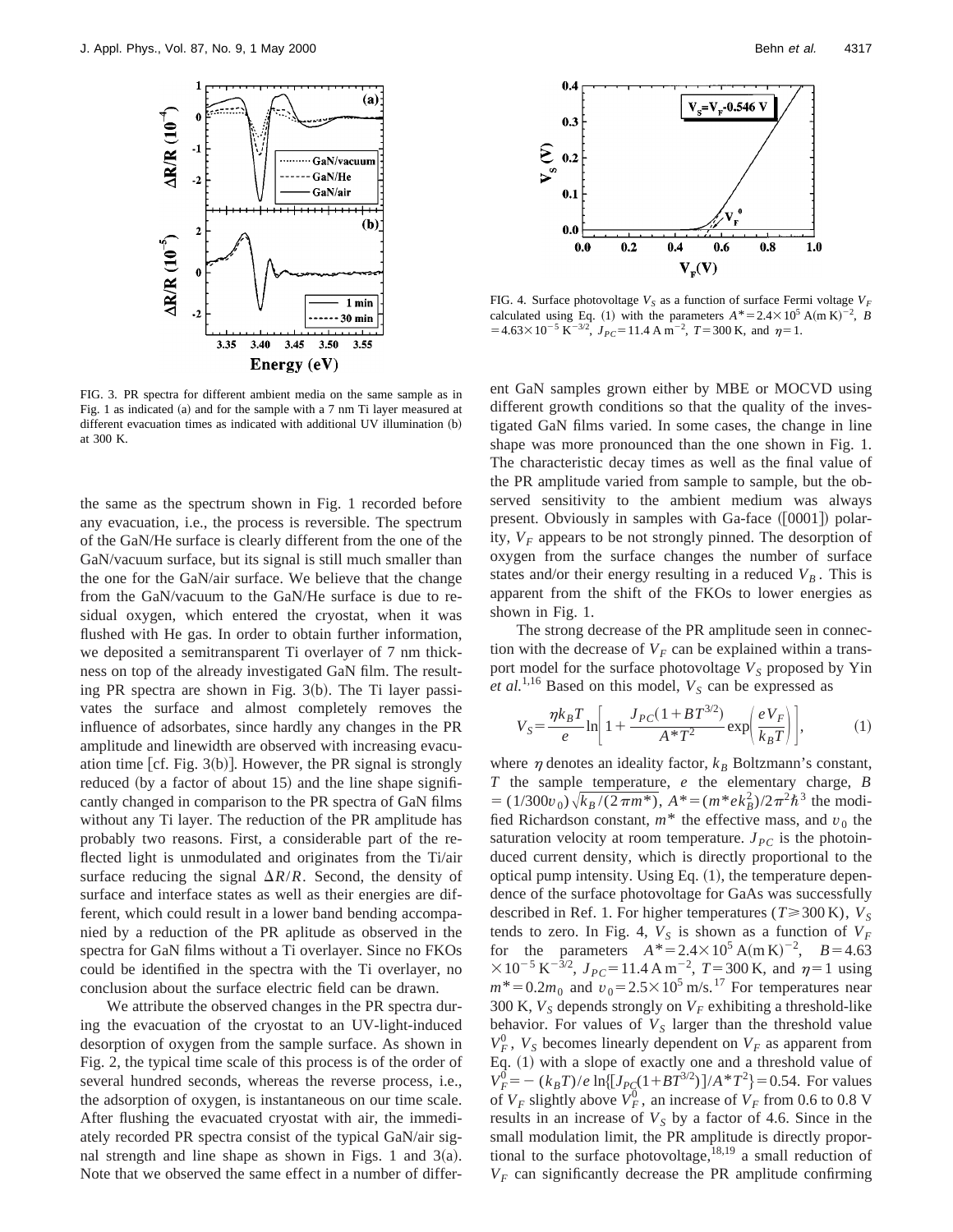FIG. 3. PR spectra for different ambient media on the same sample as in Fig. 1 as indicated (a) and for the sample with a 7 nm Ti layer measured at different evacuation times as indicated with additional UV illumination (b) at 300 K.

FIG. 4. Surface photovoltage $V_S$ as a function of surface Fermi voltage $V_F$ calculated using Eq. (1) with the parameters $A^* = 2.4\times10^5\ \mathrm{A(m\,K)^{-2}}$, $B = 4.63\times10^{-5}\ \mathrm{K^{-3/2}}$, $J_{PC} = 11.4\ \mathrm{A\,m^{-2}}$, $T = 300\ \mathrm{K}$, and $\eta = 1$.

the same as the spectrum shown in Fig. 1 recorded before any evacuation, i.e., the process is reversible. The spectrum of the GaN/He surface is clearly different from the one of the GaN/vacuum surface, but its signal is still much smaller than the one for the GaN/air surface. We believe that the change from the GaN/vacuum to the GaN/He surface is due to residual oxygen, which entered the cryostat, when it was flushed with He gas. In order to obtain further information, we deposited a semitransparent Ti overlayer of 7 nm thickness on top of the already investigated GaN film. The resulting PR spectra are shown in Fig. 3(b). The Ti layer passivates the surface and almost completely removes the influence of adsorbates, since hardly any changes in the PR amplitude and linewidth are observed with increasing evacuation time [cf. Fig. 3(b)]. However, the PR signal is strongly reduced (by a factor of about 15) and the line shape significantly changed in comparison to the PR spectra of GaN films without any Ti layer. The reduction of the PR amplitude has probably two reasons. First, a considerable part of the reflected light is unmodulated and originates from the Ti/air surface reducing the signal $\Delta R/R$. Second, the density of surface and interface states as well as their energies are different, which could result in a lower band bending accompanied by a reduction of the PR aplitude as observed in the spectra for GaN films without a Ti overlayer. Since no FKOs could be identified in the spectra with the Ti overlayer, no conclusion about the surface electric field can be drawn.

We attribute the observed changes in the PR spectra during the evacuation of the cryostat to an UV-light-induced desorption of oxygen from the sample surface. As shown in Fig. 2, the typical time scale of this process is of the order of several hundred seconds, whereas the reverse process, i.e., the adsorption of oxygen, is instantaneous on our time scale. After flushing the evacuated cryostat with air, the immediately recorded PR spectra consist of the typical GaN/air signal strength and line shape as shown in Figs. 1 and 3(a). Note that we observed the same effect in a number of different GaN samples grown either by MBE or MOCVD using different growth conditions so that the quality of the investigated GaN films varied. In some cases, the change in line shape was more pronounced than the one shown in Fig. 1. The characteristic decay times as well as the final value of the PR amplitude varied from sample to sample, but the observed sensitivity to the ambient medium was always present. Obviously in samples with Ga-face ([0001]) polarity, $V_F$ appears to be not strongly pinned. The desorption of oxygen from the surface changes the number of surface states and/or their energy resulting in a reduced $V_B$. This is apparent from the shift of the FKOs to lower energies as shown in Fig. 1.

The strong decrease of the PR amplitude seen in connection with the decrease of $V_F$ can be explained within a transport model for the surface photovoltage $V_S$ proposed by Yin *et al.*[1,16] Based on this model, $V_S$ can be expressed as

$$V_S = \frac{\eta k_B T}{e} \ln\left[1 + \frac{J_{PC}(1+BT^{3/2})}{A^* T^2} \exp\left(\frac{eV_F}{k_B T}\right)\right], \qquad (1)$$

where $\eta$ denotes an ideality factor, $k_B$ Boltzmann's constant, $T$ the sample temperature, $e$ the elementary charge, $B = (1/300 v_0)\sqrt{k_B/(2\pi m^*)}$, $A^* = (m^* e k_B^2)/2\pi^2\hbar^3$ the modified Richardson constant, $m^*$ the effective mass, and $v_0$ the saturation velocity at room temperature. $J_{PC}$ is the photoinduced current density, which is directly proportional to the optical pump intensity. Using Eq. (1), the temperature dependence of the surface photovoltage for GaAs was successfully described in Ref. 1. For higher temperatures ($T \geq 300\ \mathrm{K}$), $V_S$ tends to zero. In Fig. 4, $V_S$ is shown as a function of $V_F$ for the parameters $A^* = 2.4\times10^5\ \mathrm{A(m\,K)^{-2}}$, $B = 4.63\times10^{-5}\ \mathrm{K^{-3/2}}$, $J_{PC} = 11.4\ \mathrm{A\,m^{-2}}$, $T = 300\ \mathrm{K}$, and $\eta = 1$ using $m^* = 0.2 m_0$ and $v_0 = 2.5\times10^5\ \mathrm{m/s}$.[17] For temperatures near 300 K, $V_S$ depends strongly on $V_F$ exhibiting a threshold-like behavior. For values of $V_S$ larger than the threshold value $V_F^0$, $V_S$ becomes linearly dependent on $V_F$ as apparent from Eq. (1) with a slope of exactly one and a threshold value of $V_F^0 = -(k_B T)/e \ln\{[J_{PC}(1+BT^{3/2})]/A^* T^2\} = 0.54$. For values of $V_F$ slightly above $V_F^0$, an increase of $V_F$ from 0.6 to 0.8 V results in an increase of $V_S$ by a factor of 4.6. Since in the small modulation limit, the PR amplitude is directly proportional to the surface photovoltage,[18,19] a small reduction of $V_F$ can significantly decrease the PR amplitude confirming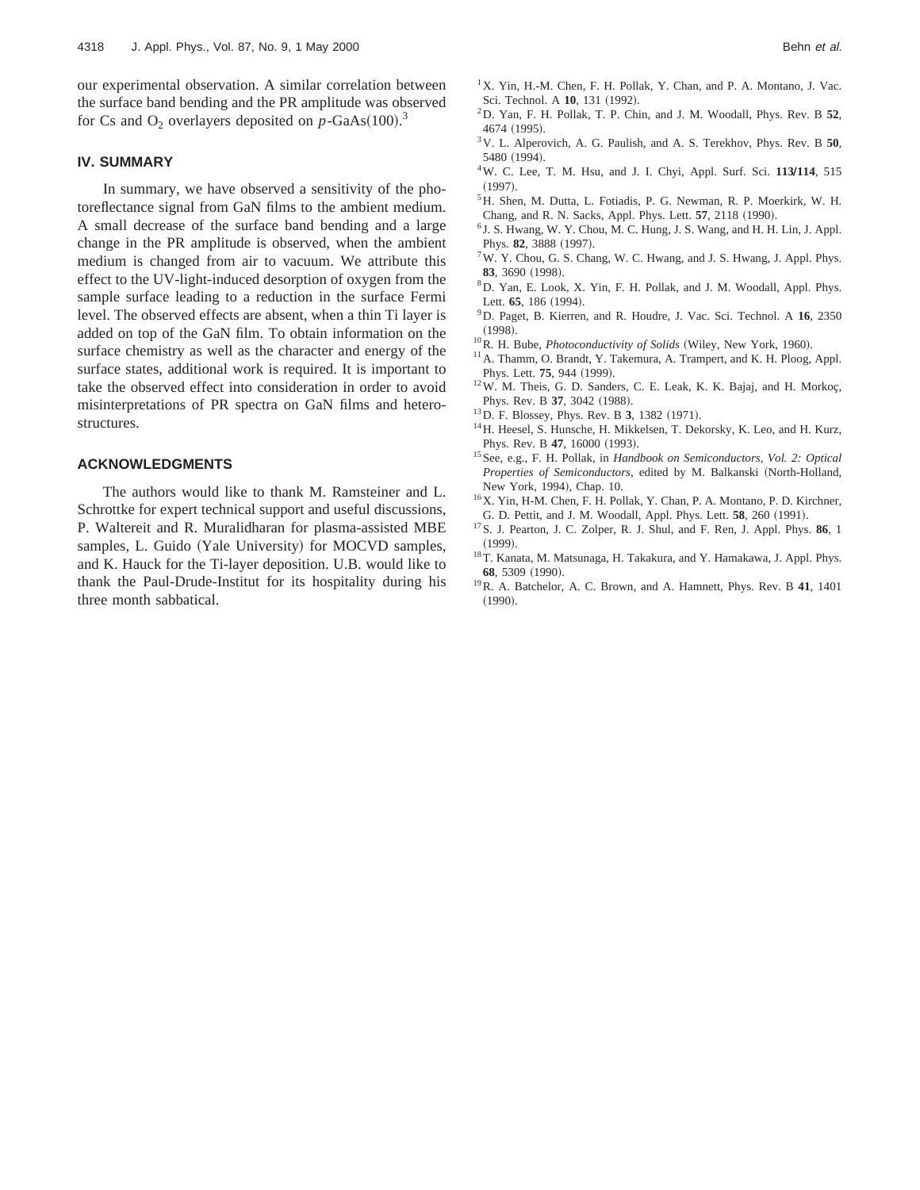our experimental observation. A similar correlation between the surface band bending and the PR amplitude was observed for Cs and $O_2$ overlayers deposited on $p$-GaAs(100).[3]

## IV. SUMMARY

In summary, we have observed a sensitivity of the photoreflectance signal from GaN films to the ambient medium. A small decrease of the surface band bending and a large change in the PR amplitude is observed, when the ambient medium is changed from air to vacuum. We attribute this effect to the UV-light-induced desorption of oxygen from the sample surface leading to a reduction in the surface Fermi level. The observed effects are absent, when a thin Ti layer is added on top of the GaN film. To obtain information on the surface chemistry as well as the character and energy of the surface states, additional work is required. It is important to take the observed effect into consideration in order to avoid misinterpretations of PR spectra on GaN films and heterostructures.

## ACKNOWLEDGMENTS

The authors would like to thank M. Ramsteiner and L. Schrottke for expert technical support and useful discussions, P. Waltereit and R. Muralidharan for plasma-assisted MBE samples, L. Guido (Yale University) for MOCVD samples, and K. Hauck for the Ti-layer deposition. U.B. would like to thank the Paul-Drude-Institut for its hospitality during his three month sabbatical.

[1] X. Yin, H.-M. Chen, F. H. Pollak, Y. Chan, and P. A. Montano, J. Vac. Sci. Technol. A **10**, 131 (1992).

[2] D. Yan, F. H. Pollak, T. P. Chin, and J. M. Woodall, Phys. Rev. B **52**, 4674 (1995).

[3] V. L. Alperovich, A. G. Paulish, and A. S. Terekhov, Phys. Rev. B **50**, 5480 (1994).

[4] W. C. Lee, T. M. Hsu, and J. I. Chyi, Appl. Surf. Sci. **113/114**, 515 (1997).

[5] H. Shen, M. Dutta, L. Fotiadis, P. G. Newman, R. P. Moerkirk, W. H. Chang, and R. N. Sacks, Appl. Phys. Lett. **57**, 2118 (1990).

[6] J. S. Hwang, W. Y. Chou, M. C. Hung, J. S. Wang, and H. H. Lin, J. Appl. Phys. **82**, 3888 (1997).

[7] W. Y. Chou, G. S. Chang, W. C. Hwang, and J. S. Hwang, J. Appl. Phys. **83**, 3690 (1998).

[8] D. Yan, E. Look, X. Yin, F. H. Pollak, and J. M. Woodall, Appl. Phys. Lett. **65**, 186 (1994).

[9] D. Paget, B. Kierren, and R. Houdre, J. Vac. Sci. Technol. A **16**, 2350 (1998).

[10] R. H. Bube, *Photoconductivity of Solids* (Wiley, New York, 1960).

[11] A. Thamm, O. Brandt, Y. Takemura, A. Trampert, and K. H. Ploog, Appl. Phys. Lett. **75**, 944 (1999).

[12] W. M. Theis, G. D. Sanders, C. E. Leak, K. K. Bajaj, and H. Morkoç, Phys. Rev. B **37**, 3042 (1988).

[13] D. F. Blossey, Phys. Rev. B **3**, 1382 (1971).

[14] H. Heesel, S. Hunsche, H. Mikkelsen, T. Dekorsky, K. Leo, and H. Kurz, Phys. Rev. B **47**, 16000 (1993).

[15] See, e.g., F. H. Pollak, in *Handbook on Semiconductors, Vol. 2: Optical Properties of Semiconductors*, edited by M. Balkanski (North-Holland, New York, 1994), Chap. 10.

[16] X. Yin, H-M. Chen, F. H. Pollak, Y. Chan, P. A. Montano, P. D. Kirchner, G. D. Pettit, and J. M. Woodall, Appl. Phys. Lett. **58**, 260 (1991).

[17] S. J. Pearton, J. C. Zolper, R. J. Shul, and F. Ren, J. Appl. Phys. **86**, 1 (1999).

[18] T. Kanata, M. Matsunaga, H. Takakura, and Y. Hamakawa, J. Appl. Phys. **68**, 5309 (1990).

[19] R. A. Batchelor, A. C. Brown, and A. Hamnett, Phys. Rev. B **41**, 1401 (1990).